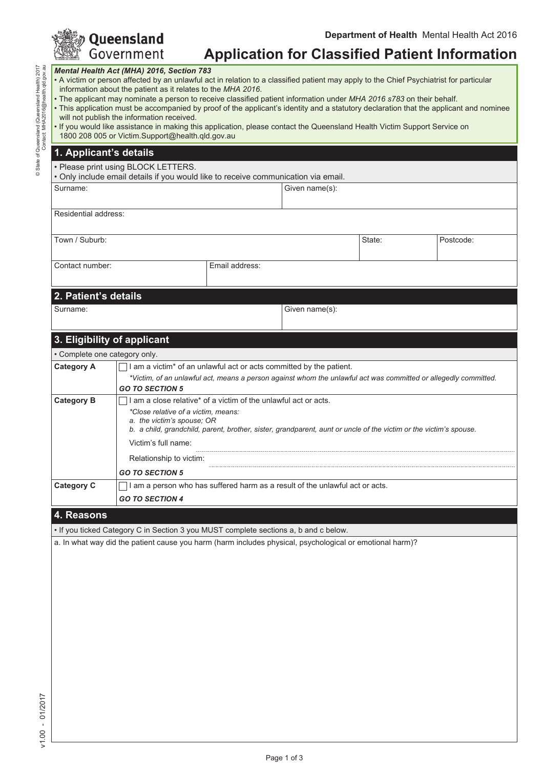Department of Health Mental Health Act 2016

# Application for Classified Patient Information

***Mental Health Act (MHA) 2016, Section 783***

- A victim or person affected by an unlawful act in relation to a classified patient may apply to the Chief Psychiatrist for particular information about the patient as it relates to the *MHA 2016*.
- The applicant may nominate a person to receive classified patient information under *MHA 2016 s783* on their behalf.
- This application must be accompanied by proof of the applicant's identity and a statutory declaration that the applicant and nominee will not publish the information received.
- If you would like assistance in making this application, please contact the Queensland Health Victim Support Service on 1800 208 005 or Victim.Support@health.qld.gov.au

## 1. Applicant's details

- Please print using BLOCK LETTERS.
- Only include email details if you would like to receive communication via email.

| Surname: | | Given name(s): | |
|---|---|---|---|
| Residential address: | | | |
| Town / Suburb: | | State: | Postcode: |
| Contact number: | Email address: | | |

## 2. Patient's details

| Surname: | Given name(s): |
|---|---|

## 3. Eligibility of applicant

- Complete one category only.

| Category | |
|---|---|
| **Category A** | ☐ I am a victim* of an unlawful act or acts committed by the patient.<br>*\*Victim, of an unlawful act, means a person against whom the unlawful act was committed or allegedly committed.*<br>***GO TO SECTION 5*** |
| **Category B** | ☐ I am a close relative* of a victim of the unlawful act or acts.<br>*\*Close relative of a victim, means:*<br>*a. the victim's spouse; OR*<br>*b. a child, grandchild, parent, brother, sister, grandparent, aunt or uncle of the victim or the victim's spouse.*<br>Victim's full name: ..........<br>Relationship to victim: ..........<br>***GO TO SECTION 5*** |
| **Category C** | ☐ I am a person who has suffered harm as a result of the unlawful act or acts.<br>***GO TO SECTION 4*** |

## 4. Reasons

- If you ticked Category C in Section 3 you MUST complete sections a, b and c below.

a. In what way did the patient cause you harm (harm includes physical, psychological or emotional harm)?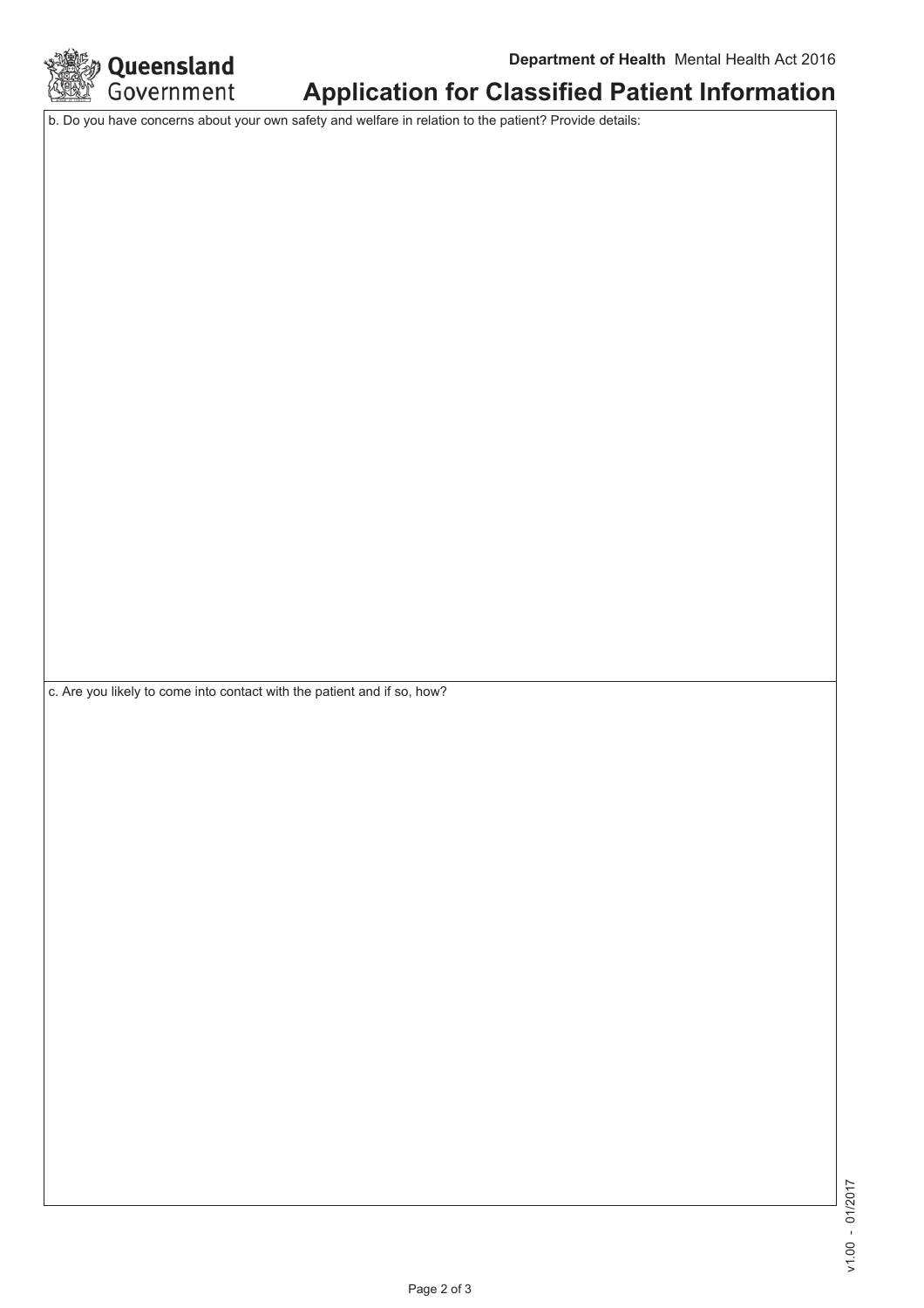b. Do you have concerns about your own safety and welfare in relation to the patient? Provide details:

c. Are you likely to come into contact with the patient and if so, how?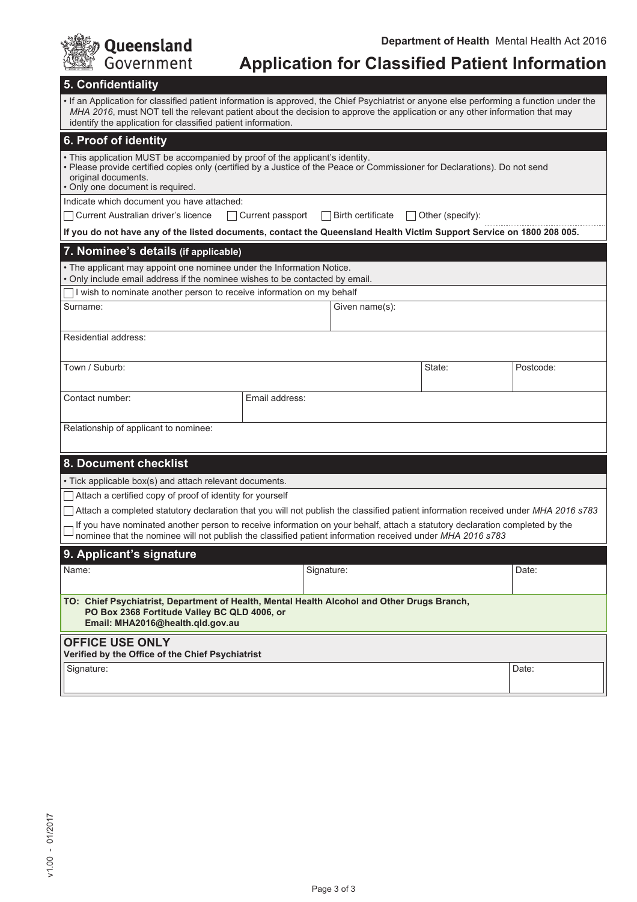Department of Health Mental Health Act 2016

# Application for Classified Patient Information

## 5. Confidentiality

- If an Application for classified patient information is approved, the Chief Psychiatrist or anyone else performing a function under the *MHA 2016*, must NOT tell the relevant patient about the decision to approve the application or any other information that may identify the application for classified patient information.

## 6. Proof of identity

- This application MUST be accompanied by proof of the applicant's identity.
- Please provide certified copies only (certified by a Justice of the Peace or Commissioner for Declarations). Do not send original documents.
- Only one document is required.

Indicate which document you have attached:

☐ Current Australian driver's licence ☐ Current passport ☐ Birth certificate ☐ Other (specify):

**If you do not have any of the listed documents, contact the Queensland Health Victim Support Service on 1800 208 005.**

## 7. Nominee's details (if applicable)

- The applicant may appoint one nominee under the Information Notice.
- Only include email address if the nominee wishes to be contacted by email.

☐ I wish to nominate another person to receive information on my behalf

| Surname: | Given name(s): | |
|---|---|---|
| Residential address: | | |
| Town / Suburb: | State: | Postcode: |
| Contact number: | Email address: | |
| Relationship of applicant to nominee: | | |

## 8. Document checklist

- Tick applicable box(s) and attach relevant documents.

☐ Attach a certified copy of proof of identity for yourself

☐ Attach a completed statutory declaration that you will not publish the classified patient information received under *MHA 2016 s783*

☐ If you have nominated another person to receive information on your behalf, attach a statutory declaration completed by the nominee that the nominee will not publish the classified patient information received under *MHA 2016 s783*

## 9. Applicant's signature

| Name: | Signature: | Date: |
|---|---|---|
| | | |

**TO: Chief Psychiatrist, Department of Health, Mental Health Alcohol and Other Drugs Branch,
PO Box 2368 Fortitude Valley BC QLD 4006, or
Email: MHA2016@health.qld.gov.au**

## OFFICE USE ONLY

**Verified by the Office of the Chief Psychiatrist**

| Signature: | Date: |
|---|---|
| | |

v1.00 - 01/2017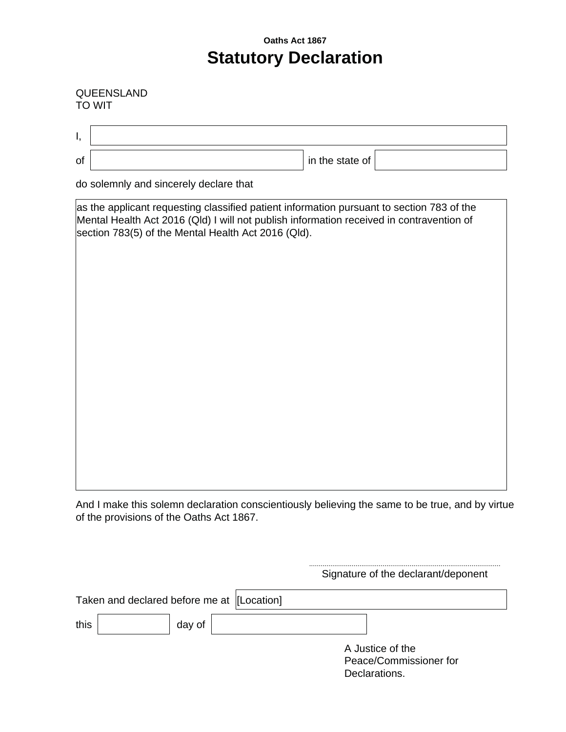**Oaths Act 1867**

# Statutory Declaration

QUEENSLAND
TO WIT

I, ______________________________

of ______________________ in the state of ______________

do solemnly and sincerely declare that

as the applicant requesting classified patient information pursuant to section 783 of the Mental Health Act 2016 (Qld) I will not publish information received in contravention of section 783(5) of the Mental Health Act 2016 (Qld).

And I make this solemn declaration conscientiously believing the same to be true, and by virtue of the provisions of the Oaths Act 1867.

..................................................................................................
Signature of the declarant/deponent

Taken and declared before me at [Location]

this ____________ day of ______________________

A Justice of the Peace/Commissioner for Declarations.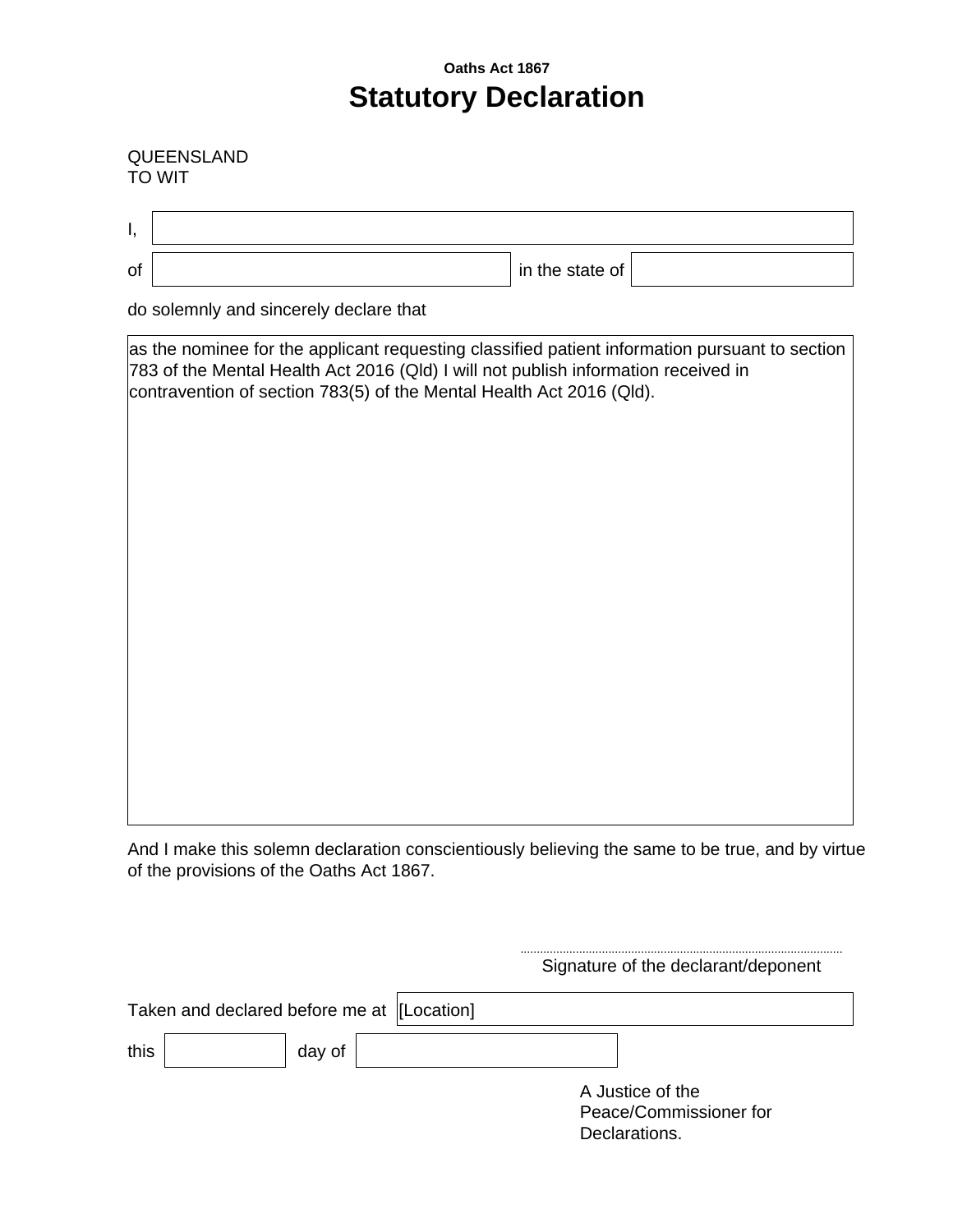**Oaths Act 1867**

# Statutory Declaration

QUEENSLAND
TO WIT

I, \_\_\_\_\_\_\_\_\_\_\_\_\_\_\_\_\_\_\_\_\_\_\_\_\_\_\_\_\_\_\_\_\_\_\_\_\_\_\_\_

of \_\_\_\_\_\_\_\_\_\_\_\_\_\_\_\_\_\_\_\_\_\_\_\_\_\_\_\_ in the state of \_\_\_\_\_\_\_\_\_\_\_\_\_\_\_\_

do solemnly and sincerely declare that

as the nominee for the applicant requesting classified patient information pursuant to section 783 of the Mental Health Act 2016 (Qld) I will not publish information received in contravention of section 783(5) of the Mental Health Act 2016 (Qld).

And I make this solemn declaration conscientiously believing the same to be true, and by virtue of the provisions of the Oaths Act 1867.

.....................................................................................
Signature of the declarant/deponent

Taken and declared before me at [Location]

this \_\_\_\_\_\_\_\_ day of \_\_\_\_\_\_\_\_\_\_\_\_\_\_\_\_

A Justice of the Peace/Commissioner for Declarations.